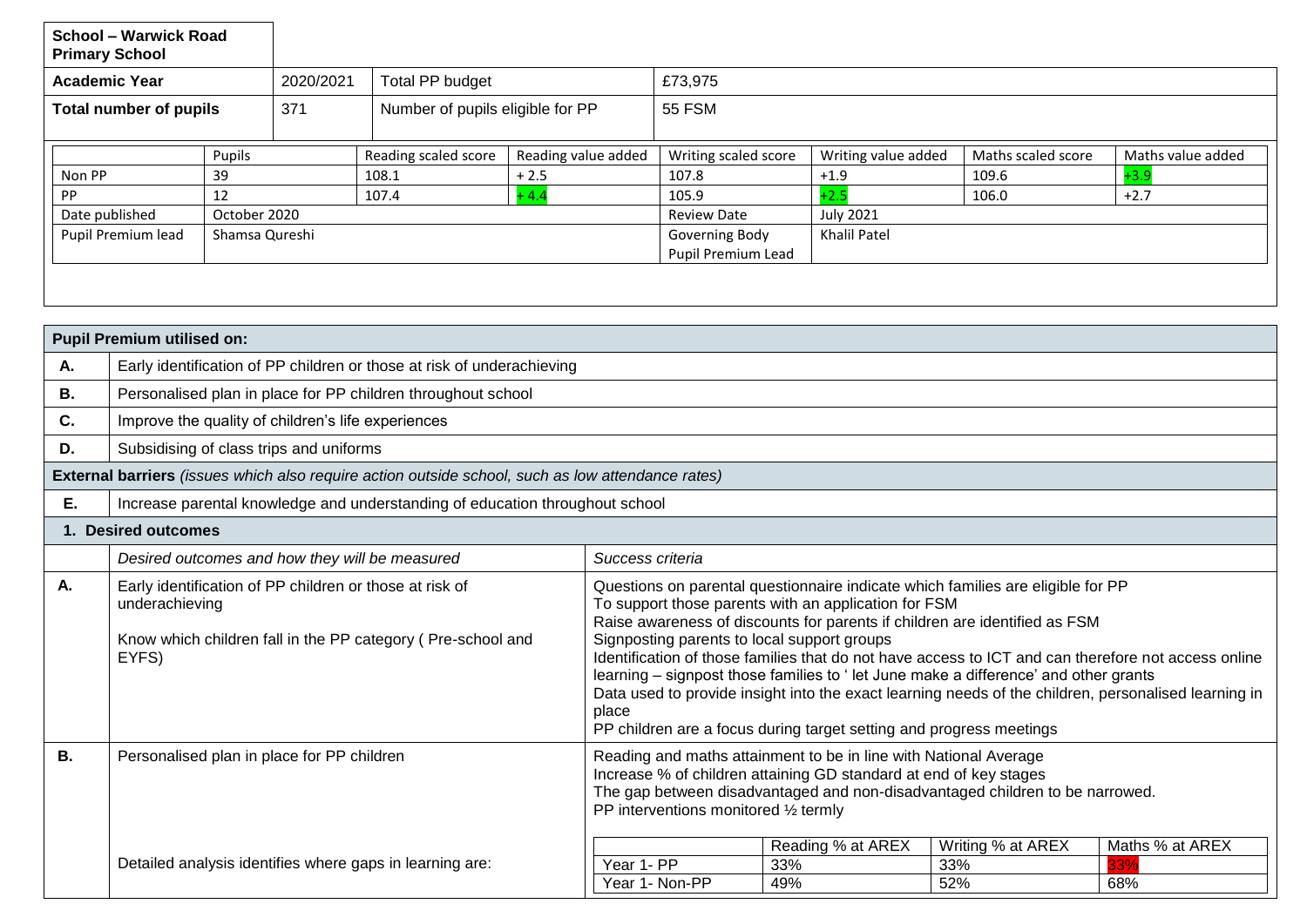| School – Warwick Road Primary School | | | | |
|---|---|---|---|---|
| Academic Year | 2020/2021 | Total PP budget | £73,975 | |
| Total number of pupils | 371 | Number of pupils eligible for PP | 55 FSM | |

| | Pupils | Reading scaled score | Reading value added | Writing scaled score | Writing value added | Maths scaled score | Maths value added |
|---|---|---|---|---|---|---|---|
| Non PP | 39 | 108.1 | + 2.5 | 107.8 | +1.9 | 109.6 | +3.9 |
| PP | 12 | 107.4 | + 4.4 | 105.9 | +2.5 | 106.0 | +2.7 |
| Date published | October 2020 | | | Review Date | July 2021 | | |
| Pupil Premium lead | Shamsa Qureshi | | | Governing Body Pupil Premium Lead | Khalil Patel | | |

| Pupil Premium utilised on: | |
|---|---|
| A. | Early identification of PP children or those at risk of underachieving |
| B. | Personalised plan in place for PP children throughout school |
| C. | Improve the quality of children's life experiences |
| D. | Subsidising of class trips and uniforms |
| **External barriers** *(issues which also require action outside school, such as low attendance rates)* | |
| E. | Increase parental knowledge and understanding of education throughout school |

## 1. Desired outcomes

| | *Desired outcomes and how they will be measured* | *Success criteria* |
|---|---|---|
| A. | Early identification of PP children or those at risk of underachieving<br><br>Know which children fall in the PP category ( Pre-school and EYFS) | Questions on parental questionnaire indicate which families are eligible for PP<br>To support those parents with an application for FSM<br>Raise awareness of discounts for parents if children are identified as FSM<br>Signposting parents to local support groups<br>Identification of those families that do not have access to ICT and can therefore not access online learning – signpost those families to ' let June make a difference' and other grants<br>Data used to provide insight into the exact learning needs of the children, personalised learning in place<br>PP children are a focus during target setting and progress meetings |
| B. | Personalised plan in place for PP children<br><br>Detailed analysis identifies where gaps in learning are: | Reading and maths attainment to be in line with National Average<br>Increase % of children attaining GD standard at end of key stages<br>The gap between disadvantaged and non-disadvantaged children to be narrowed.<br>PP interventions monitored ½ termly |

| | Reading % at AREX | Writing % at AREX | Maths % at AREX |
|---|---|---|---|
| Year 1- PP | 33% | 33% | 33% |
| Year 1- Non-PP | 49% | 52% | 68% |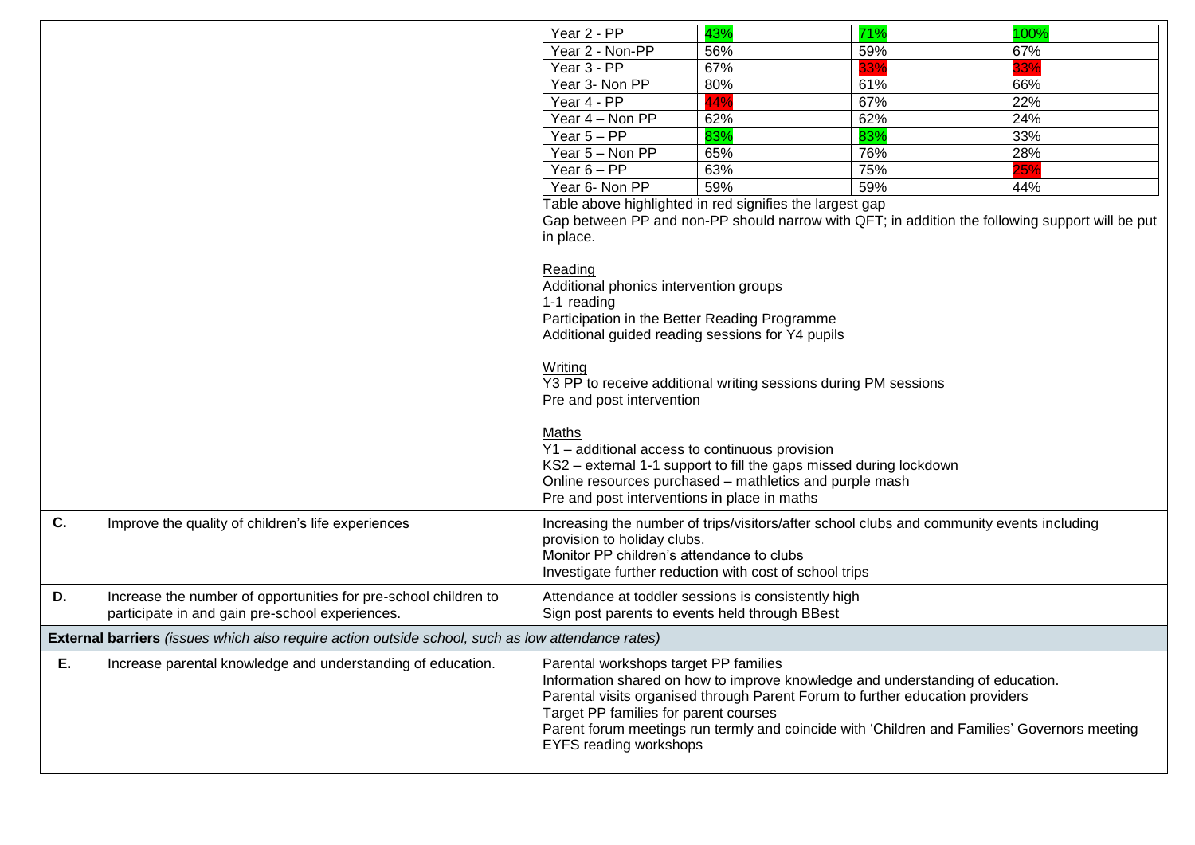| | | |
|---|---|---|
| | | <table><tr><td>Year 2 - PP</td><td>43%</td><td>71%</td><td>100%</td></tr><tr><td>Year 2 - Non-PP</td><td>56%</td><td>59%</td><td>67%</td></tr><tr><td>Year 3 - PP</td><td>67%</td><td>33%</td><td>33%</td></tr><tr><td>Year 3- Non PP</td><td>80%</td><td>61%</td><td>66%</td></tr><tr><td>Year 4 - PP</td><td>44%</td><td>67%</td><td>22%</td></tr><tr><td>Year 4 – Non PP</td><td>62%</td><td>62%</td><td>24%</td></tr><tr><td>Year 5 – PP</td><td>83%</td><td>83%</td><td>33%</td></tr><tr><td>Year 5 – Non PP</td><td>65%</td><td>76%</td><td>28%</td></tr><tr><td>Year 6 – PP</td><td>63%</td><td>75%</td><td>25%</td></tr><tr><td>Year 6- Non PP</td><td>59%</td><td>59%</td><td>44%</td></tr></table> Table above highlighted in red signifies the largest gap<br>Gap between PP and non-PP should narrow with QFT; in addition the following support will be put in place.<br><br>Reading<br>Additional phonics intervention groups<br>1-1 reading<br>Participation in the Better Reading Programme<br>Additional guided reading sessions for Y4 pupils<br><br>Writing<br>Y3 PP to receive additional writing sessions during PM sessions<br>Pre and post intervention<br><br>Maths<br>Y1 – additional access to continuous provision<br>KS2 – external 1-1 support to fill the gaps missed during lockdown<br>Online resources purchased – mathletics and purple mash<br>Pre and post interventions in place in maths |
| **C.** | Improve the quality of children's life experiences | Increasing the number of trips/visitors/after school clubs and community events including provision to holiday clubs.<br>Monitor PP children's attendance to clubs<br>Investigate further reduction with cost of school trips |
| **D.** | Increase the number of opportunities for pre-school children to participate in and gain pre-school experiences. | Attendance at toddler sessions is consistently high<br>Sign post parents to events held through BBest |
| **External barriers** *(issues which also require action outside school, such as low attendance rates)* | | |
| **E.** | Increase parental knowledge and understanding of education. | Parental workshops target PP families<br>Information shared on how to improve knowledge and understanding of education.<br>Parental visits organised through Parent Forum to further education providers<br>Target PP families for parent courses<br>Parent forum meetings run termly and coincide with 'Children and Families' Governors meeting<br>EYFS reading workshops |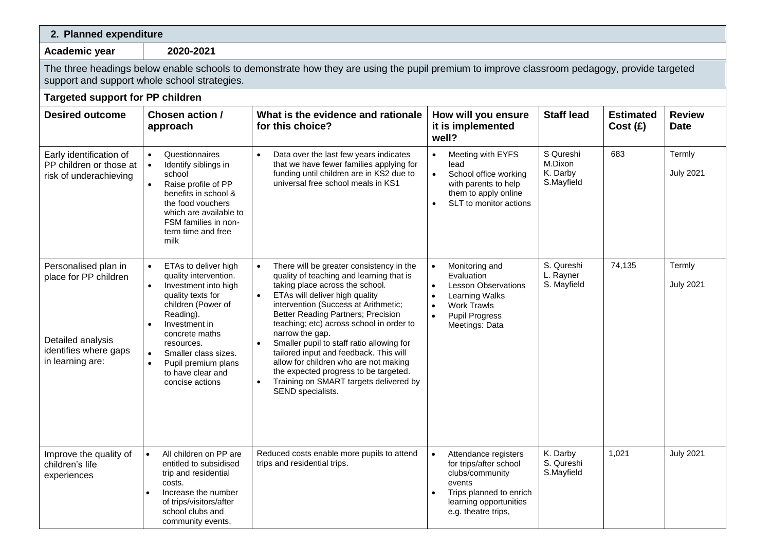## 2. Planned expenditure

**Academic year** 2020-2021

The three headings below enable schools to demonstrate how they are using the pupil premium to improve classroom pedagogy, provide targeted support and support whole school strategies.

### Targeted support for PP children

| Desired outcome | Chosen action / approach | What is the evidence and rationale for this choice? | How will you ensure it is implemented well? | Staff lead | Estimated Cost (£) | Review Date |
|---|---|---|---|---|---|---|
| Early identification of PP children or those at risk of underachieving | • Questionnaires<br>• Identify siblings in school<br>• Raise profile of PP benefits in school & the food vouchers which are available to FSM families in non-term time and free milk | • Data over the last few years indicates that we have fewer families applying for funding until children are in KS2 due to universal free school meals in KS1 | • Meeting with EYFS lead<br>• School office working with parents to help them to apply online<br>• SLT to monitor actions | S Qureshi<br>M.Dixon<br>K. Darby<br>S.Mayfield | 683 | Termly<br>July 2021 |
| Personalised plan in place for PP children<br><br>Detailed analysis identifies where gaps in learning are: | • ETAs to deliver high quality intervention.<br>• Investment into high quality texts for children (Power of Reading).<br>• Investment in concrete maths resources.<br>• Smaller class sizes.<br>• Pupil premium plans to have clear and concise actions | • There will be greater consistency in the quality of teaching and learning that is taking place across the school.<br>• ETAs will deliver high quality intervention (Success at Arithmetic; Better Reading Partners; Precision teaching; etc) across school in order to narrow the gap.<br>• Smaller pupil to staff ratio allowing for tailored input and feedback. This will allow for children who are not making the expected progress to be targeted.<br>• Training on SMART targets delivered by SEND specialists. | • Monitoring and Evaluation<br>• Lesson Observations<br>• Learning Walks<br>• Work Trawls<br>• Pupil Progress Meetings: Data | S. Qureshi<br>L. Rayner<br>S. Mayfield | 74,135 | Termly<br>July 2021 |
| Improve the quality of children's life experiences | • All children on PP are entitled to subsidised trip and residential costs.<br>• Increase the number of trips/visitors/after school clubs and community events, | Reduced costs enable more pupils to attend trips and residential trips. | • Attendance registers for trips/after school clubs/community events<br>• Trips planned to enrich learning opportunities e.g. theatre trips, | K. Darby<br>S. Qureshi<br>S.Mayfield | 1,021 | July 2021 |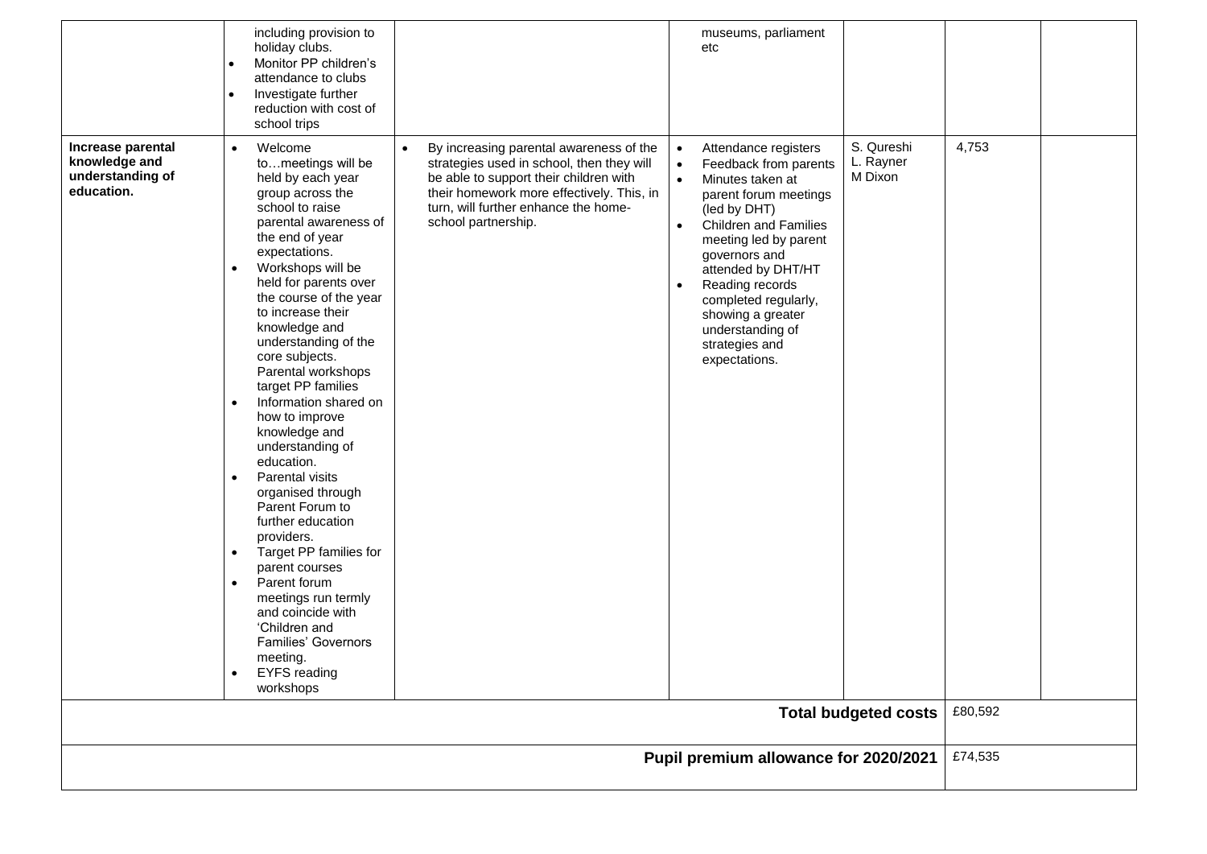| | | | | | | |
|---|---|---|---|---|---|---|
| | • including provision to holiday clubs.<br>• Monitor PP children's attendance to clubs<br>• Investigate further reduction with cost of school trips | | museums, parliament etc | | | |
| **Increase parental knowledge and understanding of education.** | • Welcome to…meetings will be held by each year group across the school to raise parental awareness of the end of year expectations.<br>• Workshops will be held for parents over the course of the year to increase their knowledge and understanding of the core subjects. Parental workshops target PP families<br>• Information shared on how to improve knowledge and understanding of education.<br>• Parental visits organised through Parent Forum to further education providers.<br>• Target PP families for parent courses<br>• Parent forum meetings run termly and coincide with 'Children and Families' Governors meeting.<br>• EYFS reading workshops | • By increasing parental awareness of the strategies used in school, then they will be able to support their children with their homework more effectively. This, in turn, will further enhance the home-school partnership. | • Attendance registers<br>• Feedback from parents<br>• Minutes taken at parent forum meetings (led by DHT)<br>• Children and Families meeting led by parent governors and attended by DHT/HT<br>• Reading records completed regularly, showing a greater understanding of strategies and expectations. | S. Qureshi<br>L. Rayner<br>M Dixon | 4,753 | |
| | | | | **Total budgeted costs** | £80,592 | |
| | | | | **Pupil premium allowance for 2020/2021** | £74,535 | |